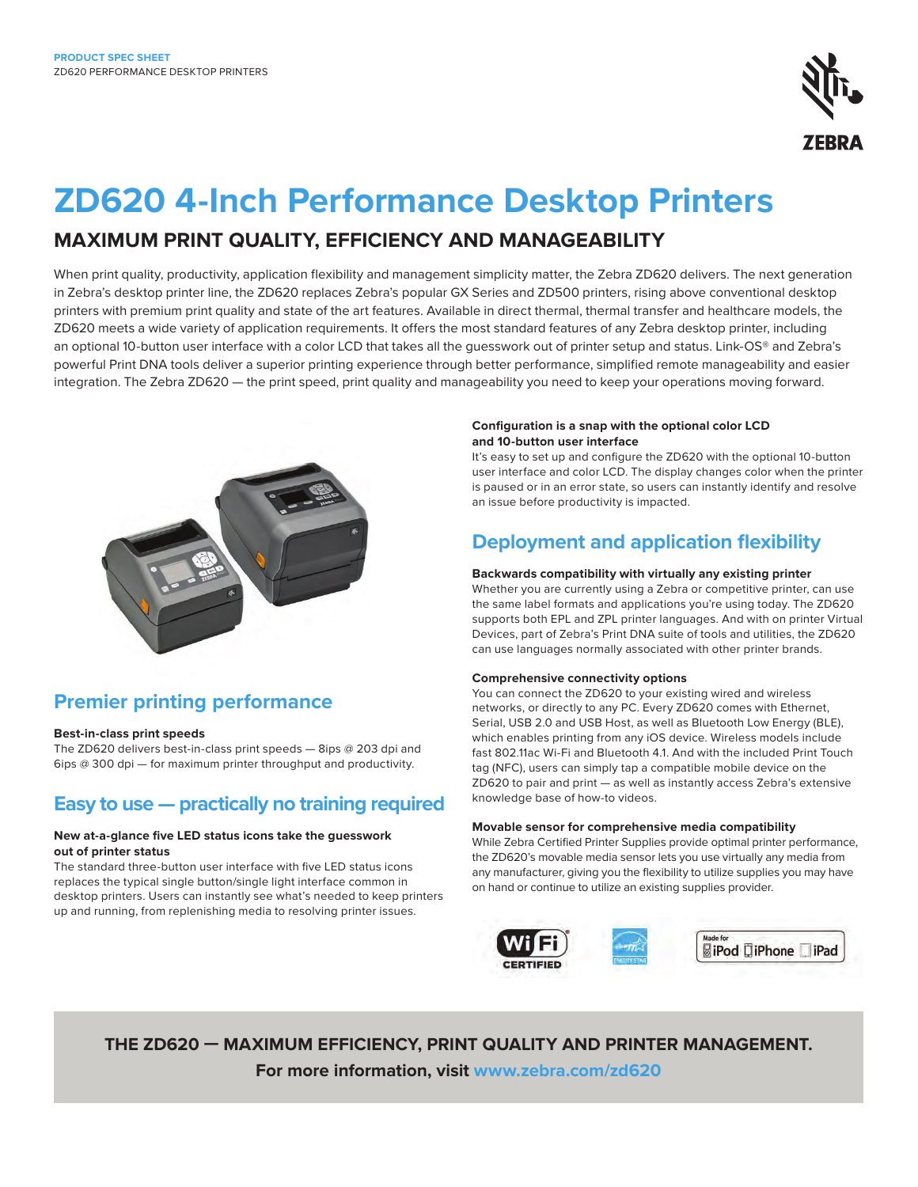PRODUCT SPEC SHEET
ZD620 PERFORMANCE DESKTOP PRINTERS

# ZD620 4-Inch Performance Desktop Printers

## MAXIMUM PRINT QUALITY, EFFICIENCY AND MANAGEABILITY

When print quality, productivity, application flexibility and management simplicity matter, the Zebra ZD620 delivers. The next generation in Zebra's desktop printer line, the ZD620 replaces Zebra's popular GX Series and ZD500 printers, rising above conventional desktop printers with premium print quality and state of the art features. Available in direct thermal, thermal transfer and healthcare models, the ZD620 meets a wide variety of application requirements. It offers the most standard features of any Zebra desktop printer, including an optional 10-button user interface with a color LCD that takes all the guesswork out of printer setup and status. Link-OS® and Zebra's powerful Print DNA tools deliver a superior printing experience through better performance, simplified remote manageability and easier integration. The Zebra ZD620 — the print speed, print quality and manageability you need to keep your operations moving forward.

## Premier printing performance

**Best-in-class print speeds**
The ZD620 delivers best-in-class print speeds — 8ips @ 203 dpi and 6ips @ 300 dpi — for maximum printer throughput and productivity.

## Easy to use — practically no training required

**New at-a-glance five LED status icons take the guesswork out of printer status**
The standard three-button user interface with five LED status icons replaces the typical single button/single light interface common in desktop printers. Users can instantly see what's needed to keep printers up and running, from replenishing media to resolving printer issues.

**Configuration is a snap with the optional color LCD and 10-button user interface**
It's easy to set up and configure the ZD620 with the optional 10-button user interface and color LCD. The display changes color when the printer is paused or in an error state, so users can instantly identify and resolve an issue before productivity is impacted.

## Deployment and application flexibility

**Backwards compatibility with virtually any existing printer**
Whether you are currently using a Zebra or competitive printer, can use the same label formats and applications you're using today. The ZD620 supports both EPL and ZPL printer languages. And with on printer Virtual Devices, part of Zebra's Print DNA suite of tools and utilities, the ZD620 can use languages normally associated with other printer brands.

**Comprehensive connectivity options**
You can connect the ZD620 to your existing wired and wireless networks, or directly to any PC. Every ZD620 comes with Ethernet, Serial, USB 2.0 and USB Host, as well as Bluetooth Low Energy (BLE), which enables printing from any iOS device. Wireless models include fast 802.11ac Wi-Fi and Bluetooth 4.1. And with the included Print Touch tag (NFC), users can simply tap a compatible mobile device on the ZD620 to pair and print — as well as instantly access Zebra's extensive knowledge base of how-to videos.

**Movable sensor for comprehensive media compatibility**
While Zebra Certified Printer Supplies provide optimal printer performance, the ZD620's movable media sensor lets you use virtually any media from any manufacturer, giving you the flexibility to utilize supplies you may have on hand or continue to utilize an existing supplies provider.

**THE ZD620 — MAXIMUM EFFICIENCY, PRINT QUALITY AND PRINTER MANAGEMENT.**
**For more information, visit www.zebra.com/zd620**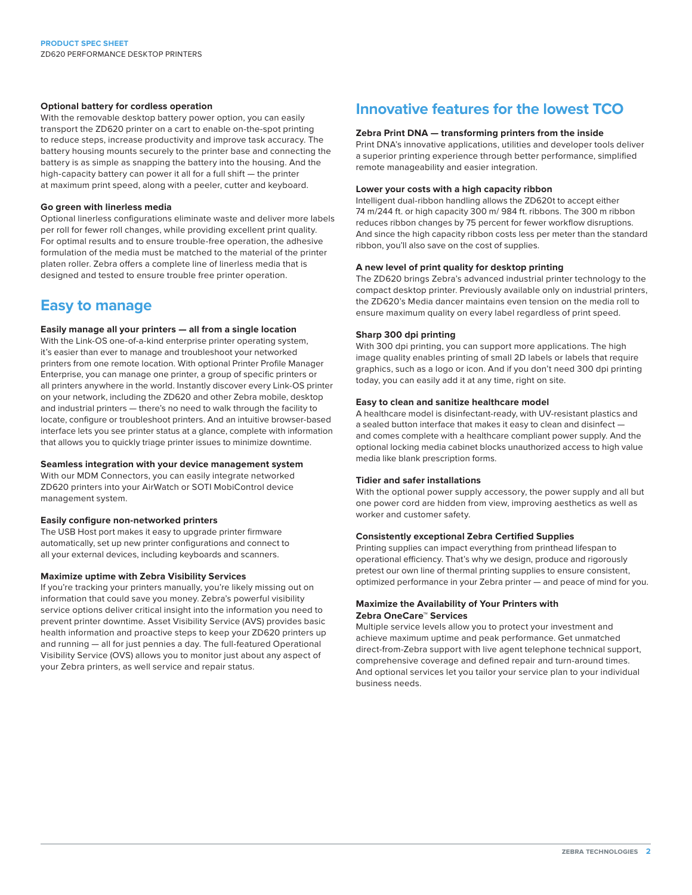### Optional battery for cordless operation

With the removable desktop battery power option, you can easily transport the ZD620 printer on a cart to enable on-the-spot printing to reduce steps, increase productivity and improve task accuracy. The battery housing mounts securely to the printer base and connecting the battery is as simple as snapping the battery into the housing. And the high-capacity battery can power it all for a full shift — the printer at maximum print speed, along with a peeler, cutter and keyboard.

### Go green with linerless media

Optional linerless configurations eliminate waste and deliver more labels per roll for fewer roll changes, while providing excellent print quality. For optimal results and to ensure trouble-free operation, the adhesive formulation of the media must be matched to the material of the printer platen roller. Zebra offers a complete line of linerless media that is designed and tested to ensure trouble free printer operation.

## Easy to manage

### Easily manage all your printers — all from a single location

With the Link-OS one-of-a-kind enterprise printer operating system, it's easier than ever to manage and troubleshoot your networked printers from one remote location. With optional Printer Profile Manager Enterprise, you can manage one printer, a group of specific printers or all printers anywhere in the world. Instantly discover every Link-OS printer on your network, including the ZD620 and other Zebra mobile, desktop and industrial printers — there's no need to walk through the facility to locate, configure or troubleshoot printers. And an intuitive browser-based interface lets you see printer status at a glance, complete with information that allows you to quickly triage printer issues to minimize downtime.

### Seamless integration with your device management system

With our MDM Connectors, you can easily integrate networked ZD620 printers into your AirWatch or SOTI MobiControl device management system.

### Easily configure non-networked printers

The USB Host port makes it easy to upgrade printer firmware automatically, set up new printer configurations and connect to all your external devices, including keyboards and scanners.

### Maximize uptime with Zebra Visibility Services

If you're tracking your printers manually, you're likely missing out on information that could save you money. Zebra's powerful visibility service options deliver critical insight into the information you need to prevent printer downtime. Asset Visibility Service (AVS) provides basic health information and proactive steps to keep your ZD620 printers up and running — all for just pennies a day. The full-featured Operational Visibility Service (OVS) allows you to monitor just about any aspect of your Zebra printers, as well service and repair status.

## Innovative features for the lowest TCO

### Zebra Print DNA — transforming printers from the inside

Print DNA's innovative applications, utilities and developer tools deliver a superior printing experience through better performance, simplified remote manageability and easier integration.

### Lower your costs with a high capacity ribbon

Intelligent dual-ribbon handling allows the ZD620t to accept either 74 m/244 ft. or high capacity 300 m/ 984 ft. ribbons. The 300 m ribbon reduces ribbon changes by 75 percent for fewer workflow disruptions. And since the high capacity ribbon costs less per meter than the standard ribbon, you'll also save on the cost of supplies.

### A new level of print quality for desktop printing

The ZD620 brings Zebra's advanced industrial printer technology to the compact desktop printer. Previously available only on industrial printers, the ZD620's Media dancer maintains even tension on the media roll to ensure maximum quality on every label regardless of print speed.

### Sharp 300 dpi printing

With 300 dpi printing, you can support more applications. The high image quality enables printing of small 2D labels or labels that require graphics, such as a logo or icon. And if you don't need 300 dpi printing today, you can easily add it at any time, right on site.

### Easy to clean and sanitize healthcare model

A healthcare model is disinfectant-ready, with UV-resistant plastics and a sealed button interface that makes it easy to clean and disinfect — and comes complete with a healthcare compliant power supply. And the optional locking media cabinet blocks unauthorized access to high value media like blank prescription forms.

### Tidier and safer installations

With the optional power supply accessory, the power supply and all but one power cord are hidden from view, improving aesthetics as well as worker and customer safety.

### Consistently exceptional Zebra Certified Supplies

Printing supplies can impact everything from printhead lifespan to operational efficiency. That's why we design, produce and rigorously pretest our own line of thermal printing supplies to ensure consistent, optimized performance in your Zebra printer — and peace of mind for you.

### Maximize the Availability of Your Printers with Zebra OneCare™ Services

Multiple service levels allow you to protect your investment and achieve maximum uptime and peak performance. Get unmatched direct-from-Zebra support with live agent telephone technical support, comprehensive coverage and defined repair and turn-around times. And optional services let you tailor your service plan to your individual business needs.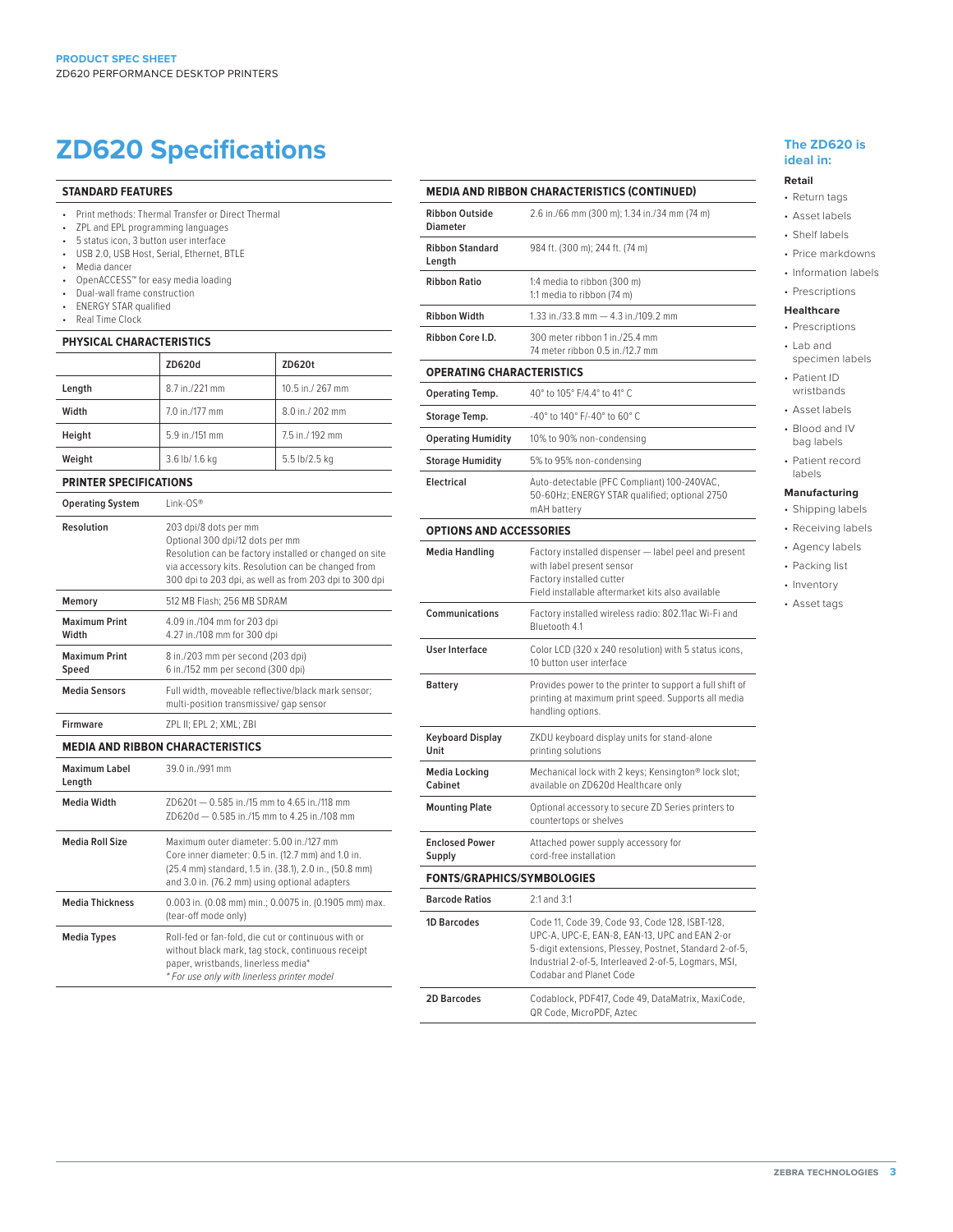# ZD620 Specifications

### STANDARD FEATURES

- Print methods: Thermal Transfer or Direct Thermal
- ZPL and EPL programming languages
- 5 status icon, 3 button user interface
- USB 2.0, USB Host, Serial, Ethernet, BTLE
- Media dancer
- OpenACCESS™ for easy media loading
- Dual-wall frame construction
- ENERGY STAR qualified
- Real Time Clock

### PHYSICAL CHARACTERISTICS

| | ZD620d | ZD620t |
|---|---|---|
| Length | 8.7 in./221 mm | 10.5 in./ 267 mm |
| Width | 7.0 in./177 mm | 8.0 in./ 202 mm |
| Height | 5.9 in./151 mm | 7.5 in./ 192 mm |
| Weight | 3.6 lb/ 1.6 kg | 5.5 lb/2.5 kg |

### PRINTER SPECIFICATIONS

| | |
|---|---|
| Operating System | Link-OS® |
| Resolution | 203 dpi/8 dots per mm<br>Optional 300 dpi/12 dots per mm<br>Resolution can be factory installed or changed on site via accessory kits. Resolution can be changed from 300 dpi to 203 dpi, as well as from 203 dpi to 300 dpi |
| Memory | 512 MB Flash; 256 MB SDRAM |
| Maximum Print Width | 4.09 in./104 mm for 203 dpi<br>4.27 in./108 mm for 300 dpi |
| Maximum Print Speed | 8 in./203 mm per second (203 dpi)<br>6 in./152 mm per second (300 dpi) |
| Media Sensors | Full width, moveable reflective/black mark sensor; multi-position transmissive/ gap sensor |
| Firmware | ZPL II; EPL 2; XML; ZBI |

### MEDIA AND RIBBON CHARACTERISTICS

| | |
|---|---|
| Maximum Label Length | 39.0 in./991 mm |
| Media Width | ZD620t — 0.585 in./15 mm to 4.65 in./118 mm<br>ZD620d — 0.585 in./15 mm to 4.25 in./108 mm |
| Media Roll Size | Maximum outer diameter: 5.00 in./127 mm<br>Core inner diameter: 0.5 in. (12.7 mm) and 1.0 in. (25.4 mm) standard, 1.5 in. (38.1), 2.0 in., (50.8 mm) and 3.0 in. (76.2 mm) using optional adapters |
| Media Thickness | 0.003 in. (0.08 mm) min.; 0.0075 in. (0.1905 mm) max. (tear-off mode only) |
| Media Types | Roll-fed or fan-fold, die cut or continuous with or without black mark, tag stock, continuous receipt paper, wristbands, linerless media*<br>*For use only with linerless printer model* |

### MEDIA AND RIBBON CHARACTERISTICS (CONTINUED)

| | |
|---|---|
| Ribbon Outside Diameter | 2.6 in./66 mm (300 m); 1.34 in./34 mm (74 m) |
| Ribbon Standard Length | 984 ft. (300 m); 244 ft. (74 m) |
| Ribbon Ratio | 1:4 media to ribbon (300 m)<br>1:1 media to ribbon (74 m) |
| Ribbon Width | 1.33 in./33.8 mm — 4.3 in./109.2 mm |
| Ribbon Core I.D. | 300 meter ribbon 1 in./25.4 mm<br>74 meter ribbon 0.5 in./12.7 mm |

### OPERATING CHARACTERISTICS

| | |
|---|---|
| Operating Temp. | 40° to 105° F/4.4° to 41° C |
| Storage Temp. | -40° to 140° F/-40° to 60° C |
| Operating Humidity | 10% to 90% non-condensing |
| Storage Humidity | 5% to 95% non-condensing |
| Electrical | Auto-detectable (PFC Compliant) 100-240VAC, 50-60Hz; ENERGY STAR qualified; optional 2750 mAH battery |

### OPTIONS AND ACCESSORIES

| | |
|---|---|
| Media Handling | Factory installed dispenser — label peel and present with label present sensor<br>Factory installed cutter<br>Field installable aftermarket kits also available |
| Communications | Factory installed wireless radio: 802.11ac Wi-Fi and Bluetooth 4.1 |
| User Interface | Color LCD (320 x 240 resolution) with 5 status icons, 10 button user interface |
| Battery | Provides power to the printer to support a full shift of printing at maximum print speed. Supports all media handling options. |
| Keyboard Display Unit | ZKDU keyboard display units for stand-alone printing solutions |
| Media Locking Cabinet | Mechanical lock with 2 keys; Kensington® lock slot; available on ZD620d Healthcare only |
| Mounting Plate | Optional accessory to secure ZD Series printers to countertops or shelves |
| Enclosed Power Supply | Attached power supply accessory for cord-free installation |

### FONTS/GRAPHICS/SYMBOLOGIES

| | |
|---|---|
| Barcode Ratios | 2:1 and 3:1 |
| 1D Barcodes | Code 11, Code 39, Code 93, Code 128, ISBT-128, UPC-A, UPC-E, EAN-8, EAN-13, UPC and EAN 2-or 5-digit extensions, Plessey, Postnet, Standard 2-of-5, Industrial 2-of-5, Interleaved 2-of-5, Logmars, MSI, Codabar and Planet Code |
| 2D Barcodes | Codablock, PDF417, Code 49, DataMatrix, MaxiCode, QR Code, MicroPDF, Aztec |

## The ZD620 is ideal in:

**Retail**

- Return tags
- Asset labels
- Shelf labels
- Price markdowns
- Information labels
- Prescriptions

**Healthcare**

- Prescriptions
- Lab and specimen labels
- Patient ID wristbands
- Asset labels
- Blood and IV bag labels
- Patient record labels

**Manufacturing**

- Shipping labels
- Receiving labels
- Agency labels
- Packing list
- Inventory
- Asset tags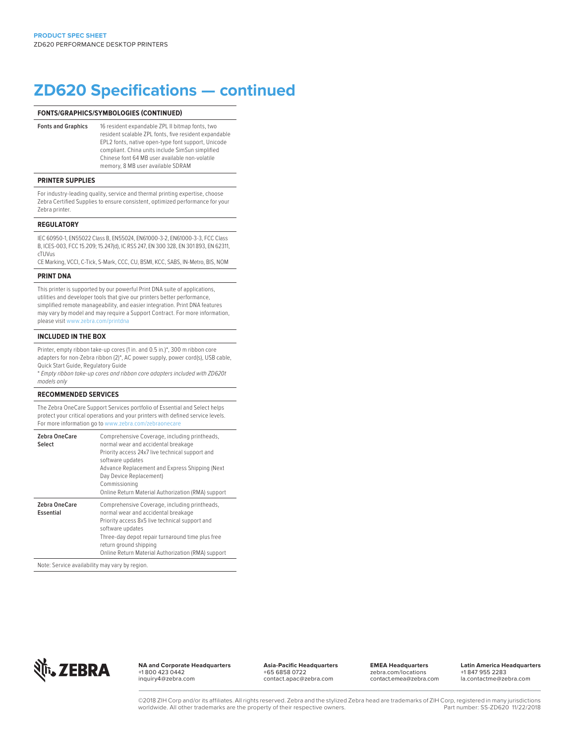# ZD620 Specifications — continued

## FONTS/GRAPHICS/SYMBOLOGIES (CONTINUED)

| | |
|---|---|
| **Fonts and Graphics** | 16 resident expandable ZPL II bitmap fonts, two resident scalable ZPL fonts, five resident expandable EPL2 fonts, native open-type font support, Unicode compliant. China units include SimSun simplified Chinese font 64 MB user available non-volatile memory, 8 MB user available SDRAM |

## PRINTER SUPPLIES

For industry-leading quality, service and thermal printing expertise, choose Zebra Certified Supplies to ensure consistent, optimized performance for your Zebra printer.

## REGULATORY

IEC 60950-1, EN55022 Class B, EN55024, EN61000-3-2, EN61000-3-3, FCC Class B, ICES-003, FCC 15.209; 15.247(d), IC RSS 247, EN 300 328, EN 301 893, EN 62311, cTUVus

CE Marking, VCCI, C-Tick, S-Mark, CCC, CU, BSMI, KCC, SABS, IN-Metro, BIS, NOM

## PRINT DNA

This printer is supported by our powerful Print DNA suite of applications, utilities and developer tools that give our printers better performance, simplified remote manageability, and easier integration. Print DNA features may vary by model and may require a Support Contract. For more information, please visit www.zebra.com/printdna

## INCLUDED IN THE BOX

Printer, empty ribbon take-up cores (1 in. and 0.5 in.)*, 300 m ribbon core adapters for non-Zebra ribbon (2)*, AC power supply, power cord(s), USB cable, Quick Start Guide, Regulatory Guide

* *Empty ribbon take-up cores and ribbon core adapters included with ZD620t models only*

## RECOMMENDED SERVICES

The Zebra OneCare Support Services portfolio of Essential and Select helps protect your critical operations and your printers with defined service levels. For more information go to www.zebra.com/zebraonecare

| | |
|---|---|
| **Zebra OneCare Select** | Comprehensive Coverage, including printheads, normal wear and accidental breakage<br>Priority access 24x7 live technical support and software updates<br>Advance Replacement and Express Shipping (Next Day Device Replacement)<br>Commissioning<br>Online Return Material Authorization (RMA) support |
| **Zebra OneCare Essential** | Comprehensive Coverage, including printheads, normal wear and accidental breakage<br>Priority access 8x5 live technical support and software updates<br>Three-day depot repair turnaround time plus free return ground shipping<br>Online Return Material Authorization (RMA) support |

Note: Service availability may vary by region.

**NA and Corporate Headquarters**
+1 800 423 0442
inquiry4@zebra.com

**Asia-Pacific Headquarters**
+65 6858 0722
contact.apac@zebra.com

**EMEA Headquarters**
zebra.com/locations
contact.emea@zebra.com

**Latin America Headquarters**
+1 847 955 2283
la.contactme@zebra.com

©2018 ZIH Corp and/or its affiliates. All rights reserved. Zebra and the stylized Zebra head are trademarks of ZIH Corp, registered in many jurisdictions worldwide. All other trademarks are the property of their respective owners. Part number: SS-ZD620 11/22/2018